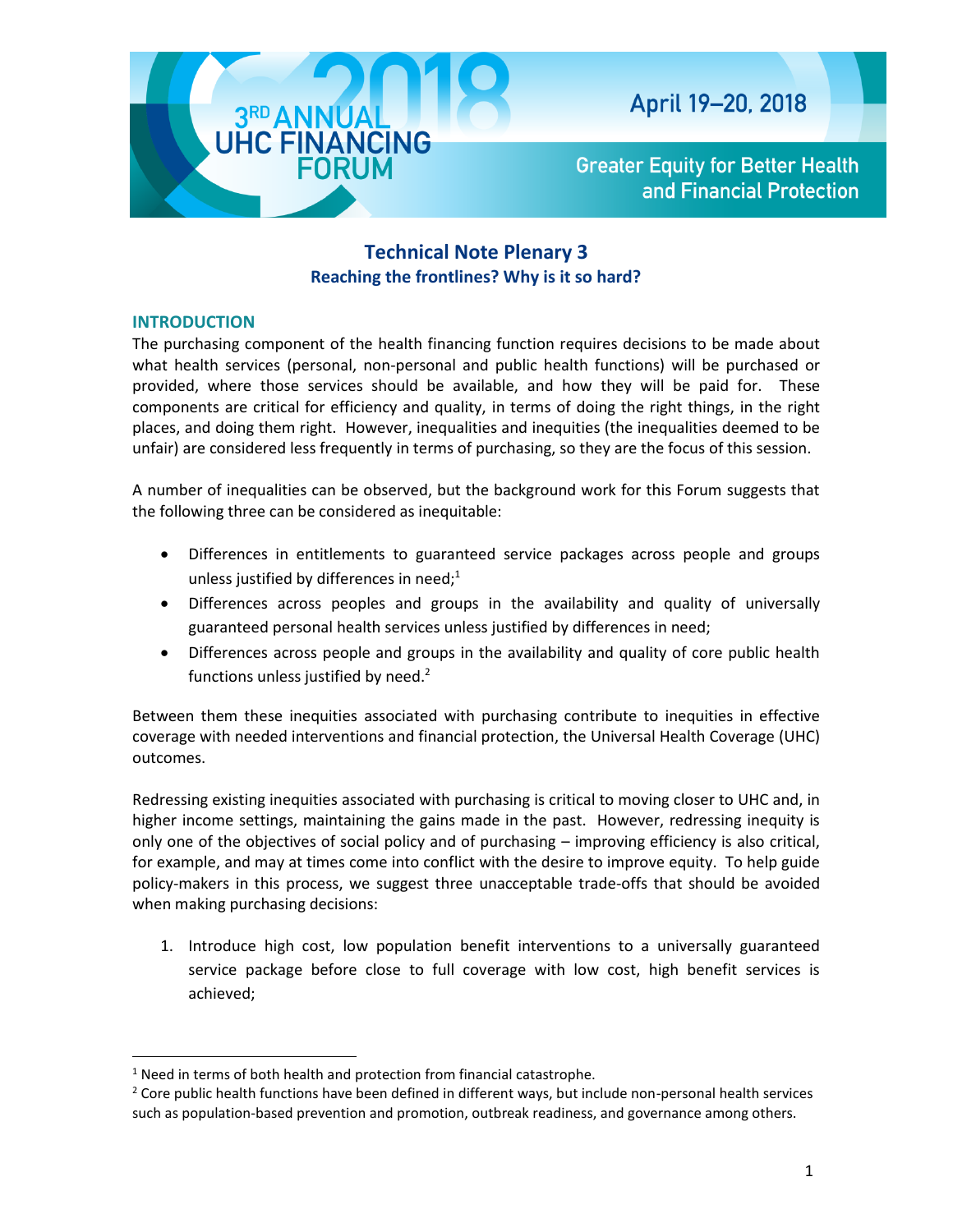3RD ANNUAL UHC FINANCING FORUM 2018

April 19–20, 2018

Greater Equity for Better Health and Financial Protection

# Technical Note Plenary 3

## Reaching the frontlines? Why is it so hard?

### INTRODUCTION

The purchasing component of the health financing function requires decisions to be made about what health services (personal, non-personal and public health functions) will be purchased or provided, where those services should be available, and how they will be paid for. These components are critical for efficiency and quality, in terms of doing the right things, in the right places, and doing them right. However, inequalities and inequities (the inequalities deemed to be unfair) are considered less frequently in terms of purchasing, so they are the focus of this session.

A number of inequalities can be observed, but the background work for this Forum suggests that the following three can be considered as inequitable:

- Differences in entitlements to guaranteed service packages across people and groups unless justified by differences in need;[1]
- Differences across peoples and groups in the availability and quality of universally guaranteed personal health services unless justified by differences in need;
- Differences across people and groups in the availability and quality of core public health functions unless justified by need.[2]

Between them these inequities associated with purchasing contribute to inequities in effective coverage with needed interventions and financial protection, the Universal Health Coverage (UHC) outcomes.

Redressing existing inequities associated with purchasing is critical to moving closer to UHC and, in higher income settings, maintaining the gains made in the past. However, redressing inequity is only one of the objectives of social policy and of purchasing – improving efficiency is also critical, for example, and may at times come into conflict with the desire to improve equity. To help guide policy-makers in this process, we suggest three unacceptable trade-offs that should be avoided when making purchasing decisions:

1. Introduce high cost, low population benefit interventions to a universally guaranteed service package before close to full coverage with low cost, high benefit services is achieved;

---

[1] Need in terms of both health and protection from financial catastrophe.

[2] Core public health functions have been defined in different ways, but include non-personal health services such as population-based prevention and promotion, outbreak readiness, and governance among others.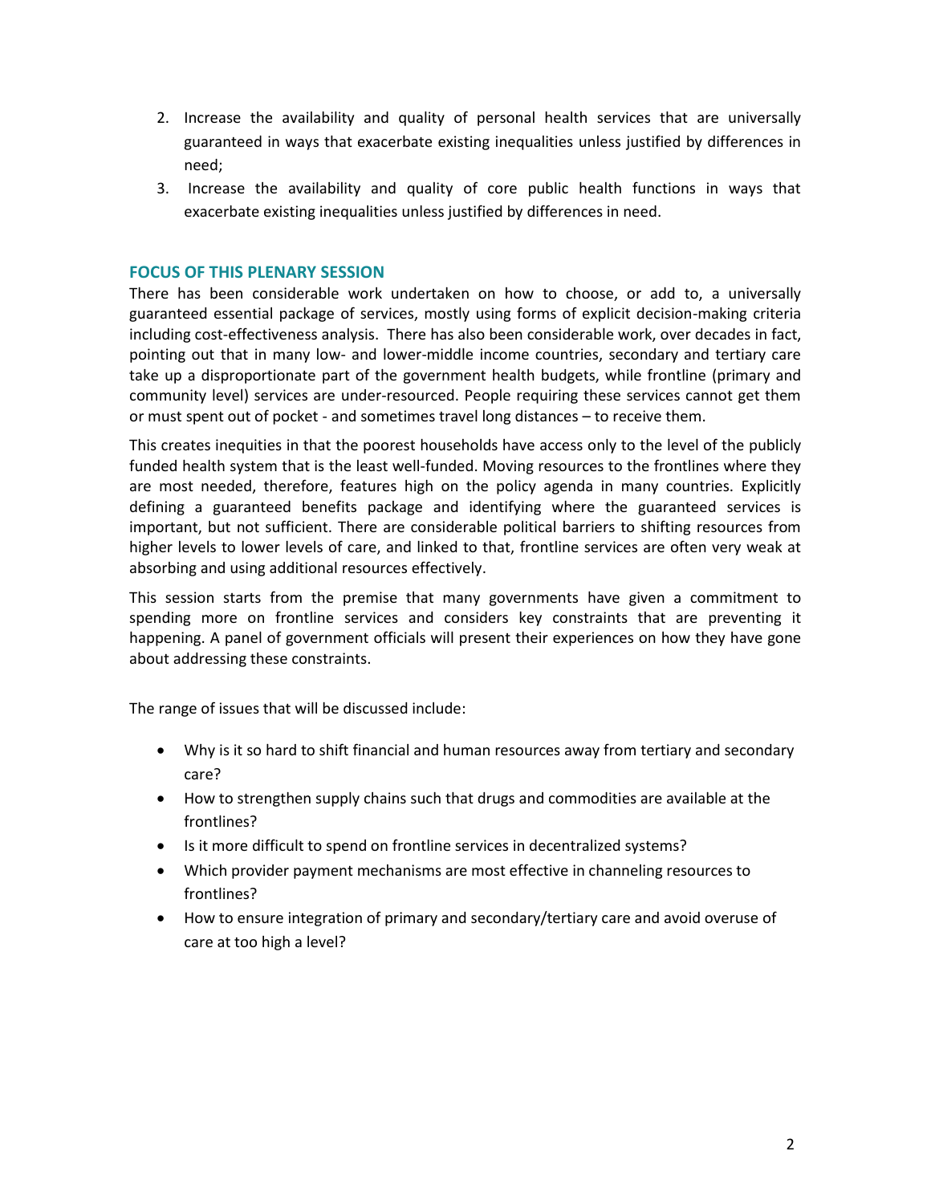2. Increase the availability and quality of personal health services that are universally guaranteed in ways that exacerbate existing inequalities unless justified by differences in need;
3. Increase the availability and quality of core public health functions in ways that exacerbate existing inequalities unless justified by differences in need.

## FOCUS OF THIS PLENARY SESSION

There has been considerable work undertaken on how to choose, or add to, a universally guaranteed essential package of services, mostly using forms of explicit decision-making criteria including cost-effectiveness analysis. There has also been considerable work, over decades in fact, pointing out that in many low- and lower-middle income countries, secondary and tertiary care take up a disproportionate part of the government health budgets, while frontline (primary and community level) services are under-resourced. People requiring these services cannot get them or must spent out of pocket - and sometimes travel long distances – to receive them.

This creates inequities in that the poorest households have access only to the level of the publicly funded health system that is the least well-funded. Moving resources to the frontlines where they are most needed, therefore, features high on the policy agenda in many countries. Explicitly defining a guaranteed benefits package and identifying where the guaranteed services is important, but not sufficient. There are considerable political barriers to shifting resources from higher levels to lower levels of care, and linked to that, frontline services are often very weak at absorbing and using additional resources effectively.

This session starts from the premise that many governments have given a commitment to spending more on frontline services and considers key constraints that are preventing it happening. A panel of government officials will present their experiences on how they have gone about addressing these constraints.

The range of issues that will be discussed include:

- Why is it so hard to shift financial and human resources away from tertiary and secondary care?
- How to strengthen supply chains such that drugs and commodities are available at the frontlines?
- Is it more difficult to spend on frontline services in decentralized systems?
- Which provider payment mechanisms are most effective in channeling resources to frontlines?
- How to ensure integration of primary and secondary/tertiary care and avoid overuse of care at too high a level?